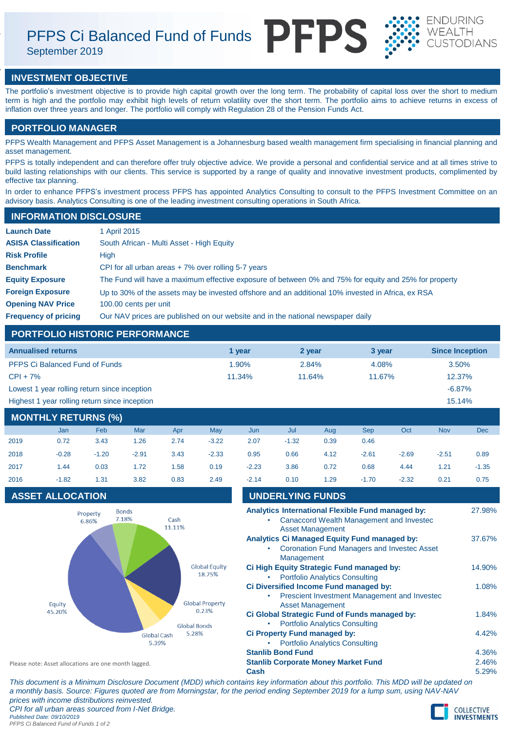# PFPS Ci Balanced Fund of Funds

September 2019

PFPS ENDURING WEALTH CUSTODIANS

## INVESTMENT OBJECTIVE

The portfolio's investment objective is to provide high capital growth over the long term. The probability of capital loss over the short to medium term is high and the portfolio may exhibit high levels of return volatility over the short term. The portfolio aims to achieve returns in excess of inflation over three years and longer. The portfolio will comply with Regulation 28 of the Pension Funds Act.

## PORTFOLIO MANAGER

PFPS Wealth Management and PFPS Asset Management is a Johannesburg based wealth management firm specialising in financial planning and asset management.

PFPS is totally independent and can therefore offer truly objective advice. We provide a personal and confidential service and at all times strive to build lasting relationships with our clients. This service is supported by a range of quality and innovative investment products, complimented by effective tax planning.

In order to enhance PFPS's investment process PFPS has appointed Analytics Consulting to consult to the PFPS Investment Committee on an advisory basis. Analytics Consulting is one of the leading investment consulting operations in South Africa.

## INFORMATION DISCLOSURE

| | |
|---|---|
| **Launch Date** | 1 April 2015 |
| **ASISA Classification** | South African - Multi Asset - High Equity |
| **Risk Profile** | High |
| **Benchmark** | CPI for all urban areas + 7% over rolling 5-7 years |
| **Equity Exposure** | The Fund will have a maximum effective exposure of between 0% and 75% for equity and 25% for property |
| **Foreign Exposure** | Up to 30% of the assets may be invested offshore and an additional 10% invested in Africa, ex RSA |
| **Opening NAV Price** | 100.00 cents per unit |
| **Frequency of pricing** | Our NAV prices are published on our website and in the national newspaper daily |

## PORTFOLIO HISTORIC PERFORMANCE

| Annualised returns | 1 year | 2 year | 3 year | Since Inception |
|---|---|---|---|---|
| PFPS Ci Balanced Fund of Funds | 1.90% | 2.84% | 4.08% | 3.50% |
| CPI + 7% | 11.34% | 11.64% | 11.67% | 12.37% |
| Lowest 1 year rolling return since inception | | | | -6.87% |
| Highest 1 year rolling return since inception | | | | 15.14% |

## MONTHLY RETURNS (%)

| | Jan | Feb | Mar | Apr | May | Jun | Jul | Aug | Sep | Oct | Nov | Dec |
|---|---|---|---|---|---|---|---|---|---|---|---|---|
| 2019 | 0.72 | 3.43 | 1.26 | 2.74 | -3.22 | 2.07 | -1.32 | 0.39 | 0.46 | | | |
| 2018 | -0.28 | -1.20 | -2.91 | 3.43 | -2.33 | 0.95 | 0.66 | 4.12 | -2.61 | -2.69 | -2.51 | 0.89 |
| 2017 | 1.44 | 0.03 | 1.72 | 1.58 | 0.19 | -2.23 | 3.86 | 0.72 | 0.68 | 4.44 | 1.21 | -1.35 |
| 2016 | -1.82 | 1.31 | 3.82 | 0.83 | 2.49 | -2.14 | 0.10 | 1.29 | -1.70 | -2.32 | 0.21 | 0.75 |

## ASSET ALLOCATION

| Asset | Allocation |
|---|---|
| Equity | 45.20% |
| Property | 6.86% |
| Bonds | 7.18% |
| Cash | 11.11% |
| Global Equity | 18.75% |
| Global Property | 0.23% |
| Global Bonds | 5.28% |
| Global Cash | 5.39% |

Please note: Asset allocations are one month lagged.

## UNDERLYING FUNDS

| Fund | Weight |
|---|---|
| **Analytics International Flexible Fund managed by:** <br>• Canaccord Wealth Management and Investec Asset Management | 27.98% |
| **Analytics Ci Managed Equity Fund managed by:** <br>• Coronation Fund Managers and Investec Asset Management | 37.67% |
| **Ci High Equity Strategic Fund managed by:** <br>• Portfolio Analytics Consulting | 14.90% |
| **Ci Diversified Income Fund managed by:** <br>• Prescient Investment Management and Investec Asset Management | 1.08% |
| **Ci Global Strategic Fund of Funds managed by:** <br>• Portfolio Analytics Consulting | 1.84% |
| **Ci Property Fund managed by:** <br>• Portfolio Analytics Consulting | 4.42% |
| **Stanlib Bond Fund** | 4.36% |
| **Stanlib Corporate Money Market Fund** | 2.46% |
| **Cash** | 5.29% |

*This document is a Minimum Disclosure Document (MDD) which contains key information about this portfolio. This MDD will be updated on a monthly basis. Source: Figures quoted are from Morningstar, for the period ending September 2019 for a lump sum, using NAV-NAV prices with income distributions reinvested.*

*CPI for all urban areas sourced from I-Net Bridge.*

*Published Date: 09/10/2019*

COLLECTIVE INVESTMENTS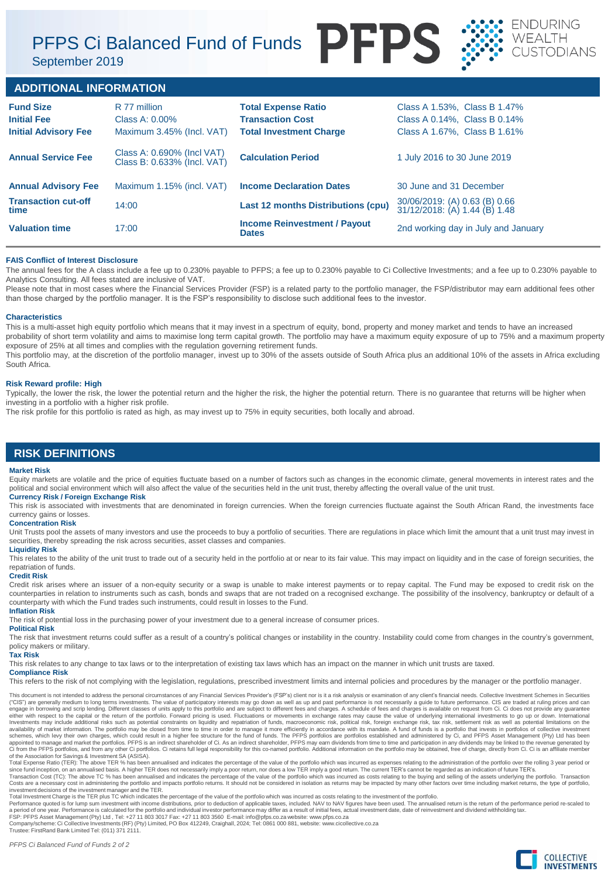# PFPS Ci Balanced Fund of Funds

September 2019

## ADDITIONAL INFORMATION

| | | | |
|---|---|---|---|
| **Fund Size** | R 77 million | **Total Expense Ratio** | Class A 1.53%, Class B 1.47% |
| **Initial Fee** | Class A: 0.00% | **Transaction Cost** | Class A 0.14%, Class B 0.14% |
| **Initial Advisory Fee** | Maximum 3.45% (Incl. VAT) | **Total Investment Charge** | Class A 1.67%, Class B 1.61% |
| **Annual Service Fee** | Class A: 0.690% (Incl VAT) Class B: 0.633% (Incl. VAT) | **Calculation Period** | 1 July 2016 to 30 June 2019 |
| **Annual Advisory Fee** | Maximum 1.15% (incl. VAT) | **Income Declaration Dates** | 30 June and 31 December |
| **Transaction cut-off time** | 14:00 | **Last 12 months Distributions (cpu)** | 30/06/2019: (A) 0.63 (B) 0.66 31/12/2018: (A) 1.44 (B) 1.48 |
| **Valuation time** | 17:00 | **Income Reinvestment / Payout Dates** | 2nd working day in July and January |

### FAIS Conflict of Interest Disclosure

The annual fees for the A class include a fee up to 0.230% payable to PFPS; a fee up to 0.230% payable to Ci Collective Investments; and a fee up to 0.230% payable to Analytics Consulting. All fees stated are inclusive of VAT.

Please note that in most cases where the Financial Services Provider (FSP) is a related party to the portfolio manager, the FSP/distributor may earn additional fees other than those charged by the portfolio manager. It is the FSP's responsibility to disclose such additional fees to the investor.

### Characteristics

This is a multi-asset high equity portfolio which means that it may invest in a spectrum of equity, bond, property and money market and tends to have an increased probability of short term volatility and aims to maximise long term capital growth. The portfolio may have a maximum equity exposure of up to 75% and a maximum property exposure of 25% at all times and complies with the regulation governing retirement funds.

This portfolio may, at the discretion of the portfolio manager, invest up to 30% of the assets outside of South Africa plus an additional 10% of the assets in Africa excluding South Africa.

### Risk Reward profile: High

Typically, the lower the risk, the lower the potential return and the higher the risk, the higher the potential return. There is no guarantee that returns will be higher when investing in a portfolio with a higher risk profile.

The risk profile for this portfolio is rated as high, as may invest up to 75% in equity securities, both locally and abroad.

## RISK DEFINITIONS

**Market Risk**

Equity markets are volatile and the price of equities fluctuate based on a number of factors such as changes in the economic climate, general movements in interest rates and the political and social environment which will also affect the value of the securities held in the unit trust, thereby affecting the overall value of the unit trust.

**Currency Risk / Foreign Exchange Risk**

This risk is associated with investments that are denominated in foreign currencies. When the foreign currencies fluctuate against the South African Rand, the investments face currency gains or losses.

**Concentration Risk**

Unit Trusts pool the assets of many investors and use the proceeds to buy a portfolio of securities. There are regulations in place which limit the amount that a unit trust may invest in securities, thereby spreading the risk across securities, asset classes and companies.

**Liquidity Risk**

This relates to the ability of the unit trust to trade out of a security held in the portfolio at or near to its fair value. This may impact on liquidity and in the case of foreign securities, the repatriation of funds.

**Credit Risk**

Credit risk arises where an issuer of a non-equity security or a swap is unable to make interest payments or to repay capital. The Fund may be exposed to credit risk on the counterparties in relation to instruments such as cash, bonds and swaps that are not traded on a recognised exchange. The possibility of the insolvency, bankruptcy or default of a counterparty with which the Fund trades such instruments, could result in losses to the Fund.

**Inflation Risk**

The risk of potential loss in the purchasing power of your investment due to a general increase of consumer prices.

**Political Risk**

The risk that investment returns could suffer as a result of a country's political changes or instability in the country. Instability could come from changes in the country's government, policy makers or military.

**Tax Risk**

This risk relates to any change to tax laws or to the interpretation of existing tax laws which has an impact on the manner in which unit trusts are taxed.

**Compliance Risk**

This refers to the risk of not complying with the legislation, regulations, prescribed investment limits and internal policies and procedures by the manager or the portfolio manager.

This document is not intended to address the personal circumstances of any Financial Services Provider's (FSP's) client nor is it a risk analysis or examination of any client's financial needs. Collective Investment Schemes in Securities ("CIS") are generally medium to long terms investments. The value of participatory interests may go down as well as up and past performance is not necessarily a guide to future performance. CIS are traded at ruling prices and can engage in borrowing and scrip lending. Different classes of units apply to this portfolio and are subject to different fees and charges. A schedule of fees and charges is available on request from Ci. Ci does not provide any guarantee either with respect to the capital or the return of the portfolio. Forward pricing is used. Fluctuations or movements in exchange rates may cause the value of underlying international investments to go up or down. International Investments may include additional risks such as potential constraints on liquidity and repatriation of funds, macroeconomic risk, political risk, foreign exchange risk, tax risk, settlement risk as well as potential limitations on the availability of market information. The portfolio may be closed from time to time in order to manage it more efficiently in accordance with its mandate. A fund of funds is a portfolio that invests in portfolios of collective investment schemes, which levy their own charges, which could result in a higher fee structure for the fund of funds. The PFPS portfolios are portfolios established and administered by Ci, and PFPS Asset Management (Pty) Ltd has been appointed to manage and market the portfolios. PFPS is an indirect shareholder of Ci. As an indirect shareholder, PFPS may earn dividends from time to time and participation in any dividends may be linked to the revenue generated by Ci from the PFPS portfolios, and from any other Ci portfolios. Ci retains full legal responsibility for this co-named portfolio. Additional information on the portfolio may be obtained, free of charge, directly from Ci. Ci is an affiliate member of the Association for Savings & Investment SA (ASISA).

Total Expense Ratio (TER): The above TER % has been annualised and indicates the percentage of the value of the portfolio which was incurred as expenses relating to the administration of the portfolio over the rolling 3 year period or since fund inception, on an annualised basis. A higher TER does not necessarily imply a poor return, nor does a low TER imply a good return. The current TER's cannot be regarded as an indication of future TER's.

Transaction Cost (TC): The above TC % has been annualised and indicates the percentage of the value of the portfolio which was incurred as costs relating to the buying and selling of the assets underlying the portfolio. Transaction Costs are a necessary cost in administering the portfolio and impacts portfolio returns. It should not be considered in isolation as returns may be impacted by many other factors over time including market returns, the type of portfolio, investment decisions of the investment manager and the TER.

Total Investment Charge is the TER plus TC which indicates the percentage of the value of the portfolio which was incurred as costs relating to the investment of the portfolio.

Performance quoted is for lump sum investment with income distributions, prior to deduction of applicable taxes, included. NAV to NAV figures have been used. The annualised return is the return of the performance period re-scaled to a period of one year. Performance is calculated for the portfolio and individual investor performance may differ as a result of initial fees, actual investment date, date of reinvestment and dividend withholding tax.

FSP: PFPS Asset Management (Pty) Ltd , Tel: +27 11 803 3017 Fax: +27 11 803 3560 E-mail: info@pfps.co.za website: www.pfps.co.za

Company/scheme: Ci Collective Investments (RF) (Pty) Limited, PO Box 412249, Craighall, 2024; Tel: 0861 000 881, website: www.cicollective.co.za

Trustee: FirstRand Bank Limited Tel: (011) 371 2111.